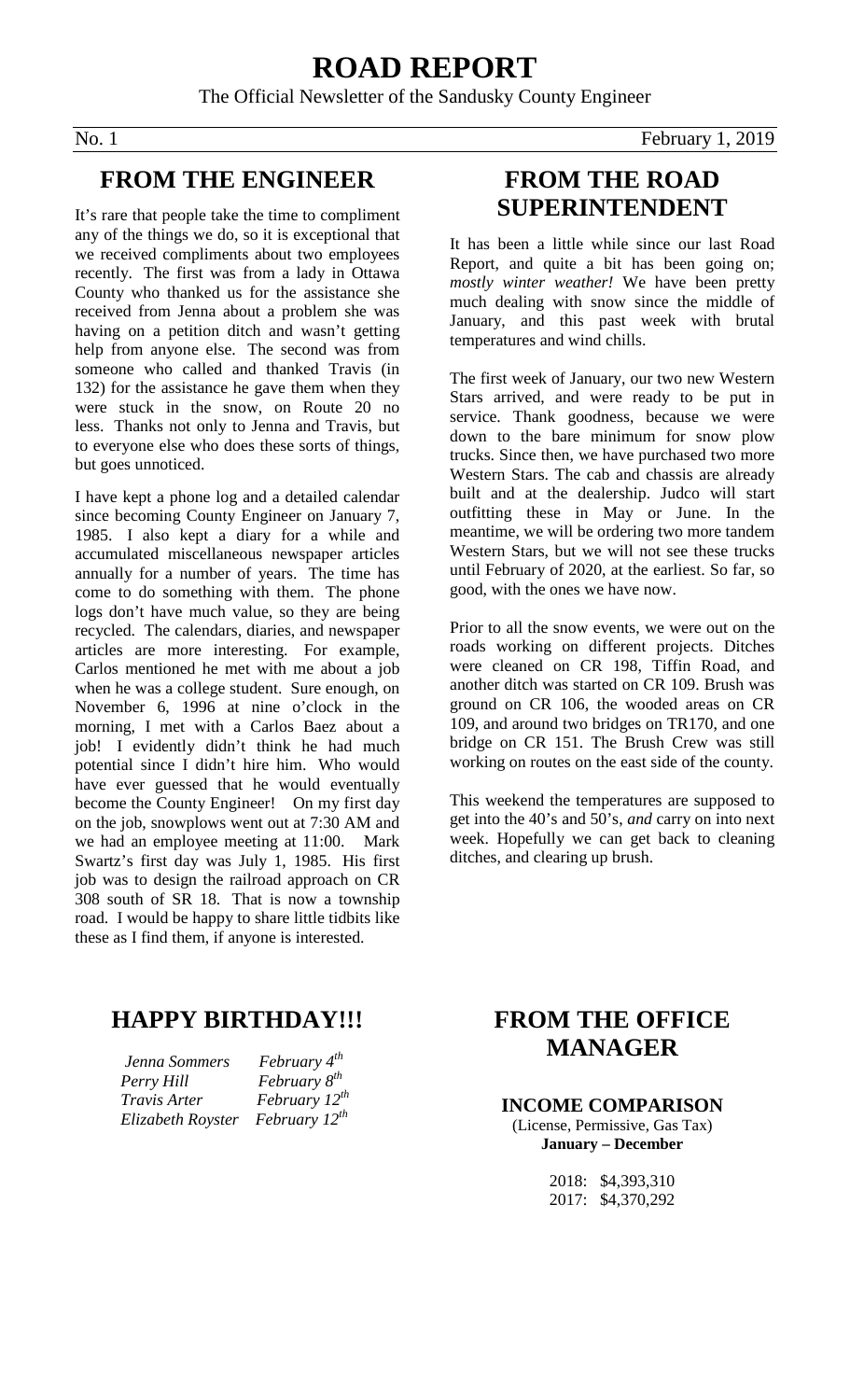# ROAD REPORT

The Official Newsletter of the Sandusky County Engineer

No. 1 February 1, 2019

## FROM THE ENGINEER

It's rare that people take the time to compliment any of the things we do, so it is exceptional that we received compliments about two employees recently. The first was from a lady in Ottawa County who thanked us for the assistance she received from Jenna about a problem she was having on a petition ditch and wasn't getting help from anyone else. The second was from someone who called and thanked Travis (in 132) for the assistance he gave them when they were stuck in the snow, on Route 20 no less. Thanks not only to Jenna and Travis, but to everyone else who does these sorts of things, but goes unnoticed.

I have kept a phone log and a detailed calendar since becoming County Engineer on January 7, 1985. I also kept a diary for a while and accumulated miscellaneous newspaper articles annually for a number of years. The time has come to do something with them. The phone logs don't have much value, so they are being recycled. The calendars, diaries, and newspaper articles are more interesting. For example, Carlos mentioned he met with me about a job when he was a college student. Sure enough, on November 6, 1996 at nine o'clock in the morning, I met with a Carlos Baez about a job! I evidently didn't think he had much potential since I didn't hire him. Who would have ever guessed that he would eventually become the County Engineer! On my first day on the job, snowplows went out at 7:30 AM and we had an employee meeting at 11:00. Mark Swartz's first day was July 1, 1985. His first job was to design the railroad approach on CR 308 south of SR 18. That is now a township road. I would be happy to share little tidbits like these as I find them, if anyone is interested.

## FROM THE ROAD SUPERINTENDENT

It has been a little while since our last Road Report, and quite a bit has been going on; *mostly winter weather!* We have been pretty much dealing with snow since the middle of January, and this past week with brutal temperatures and wind chills.

The first week of January, our two new Western Stars arrived, and were ready to be put in service. Thank goodness, because we were down to the bare minimum for snow plow trucks. Since then, we have purchased two more Western Stars. The cab and chassis are already built and at the dealership. Judco will start outfitting these in May or June. In the meantime, we will be ordering two more tandem Western Stars, but we will not see these trucks until February of 2020, at the earliest. So far, so good, with the ones we have now.

Prior to all the snow events, we were out on the roads working on different projects. Ditches were cleaned on CR 198, Tiffin Road, and another ditch was started on CR 109. Brush was ground on CR 106, the wooded areas on CR 109, and around two bridges on TR170, and one bridge on CR 151. The Brush Crew was still working on routes on the east side of the county.

This weekend the temperatures are supposed to get into the 40's and 50's, *and* carry on into next week. Hopefully we can get back to cleaning ditches, and clearing up brush.

## HAPPY BIRTHDAY!!!

| | |
|---|---|
| *Jenna Sommers* | *February 4th* |
| *Perry Hill* | *February 8th* |
| *Travis Arter* | *February 12th* |
| *Elizabeth Royster* | *February 12th* |

## FROM THE OFFICE MANAGER

**INCOME COMPARISON**

(License, Permissive, Gas Tax)

**January – December**

2018: $4,393,310

2017: $4,370,292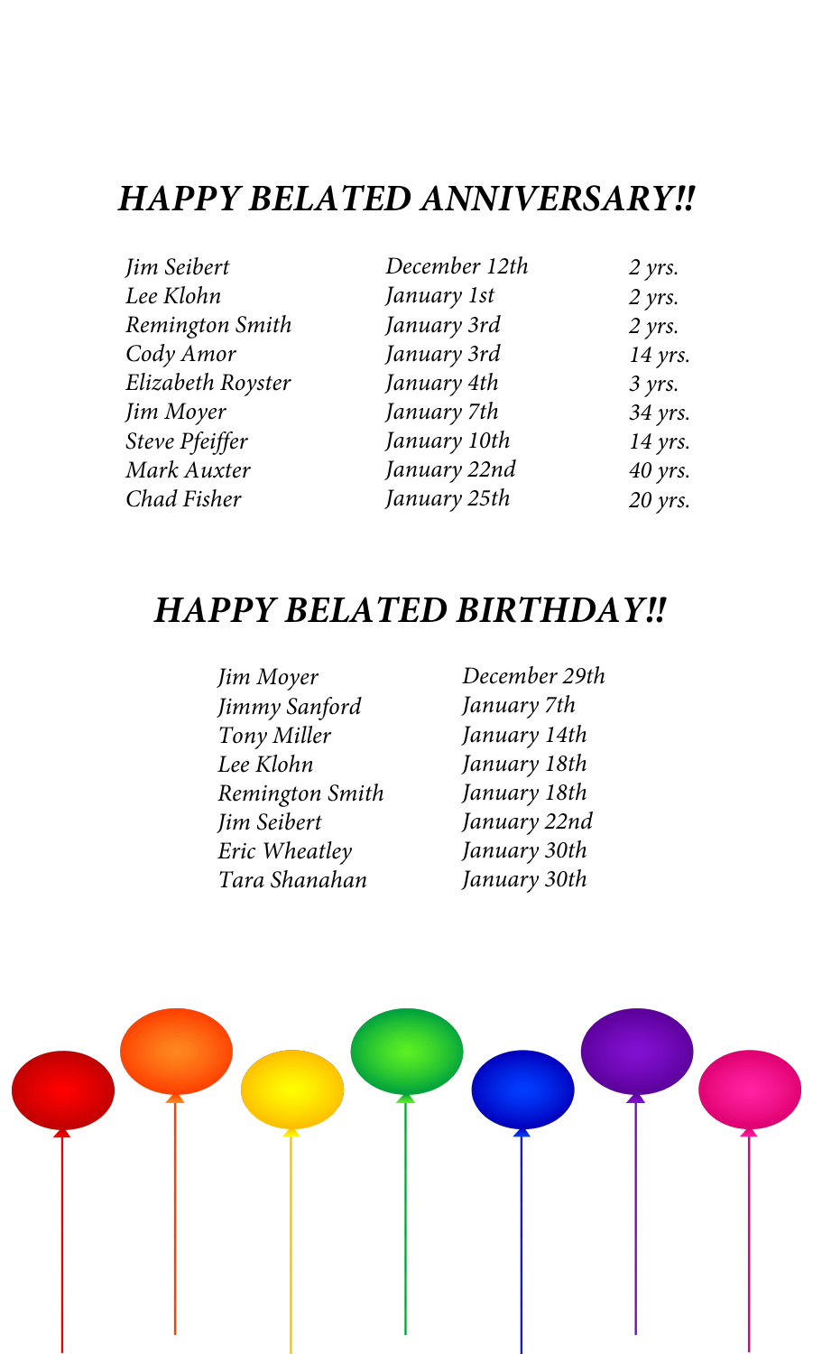## *HAPPY BELATED ANNIVERSARY!!*

| | | |
|---|---|---|
| *Jim Seibert* | *December 12th* | *2 yrs.* |
| *Lee Klohn* | *January 1st* | *2 yrs.* |
| *Remington Smith* | *January 3rd* | *2 yrs.* |
| *Cody Amor* | *January 3rd* | *14 yrs.* |
| *Elizabeth Royster* | *January 4th* | *3 yrs.* |
| *Jim Moyer* | *January 7th* | *34 yrs.* |
| *Steve Pfeiffer* | *January 10th* | *14 yrs.* |
| *Mark Auxter* | *January 22nd* | *40 yrs.* |
| *Chad Fisher* | *January 25th* | *20 yrs.* |

## *HAPPY BELATED BIRTHDAY!!*

| | |
|---|---|
| *Jim Moyer* | *December 29th* |
| *Jimmy Sanford* | *January 7th* |
| *Tony Miller* | *January 14th* |
| *Lee Klohn* | *January 18th* |
| *Remington Smith* | *January 18th* |
| *Jim Seibert* | *January 22nd* |
| *Eric Wheatley* | *January 30th* |
| *Tara Shanahan* | *January 30th* |